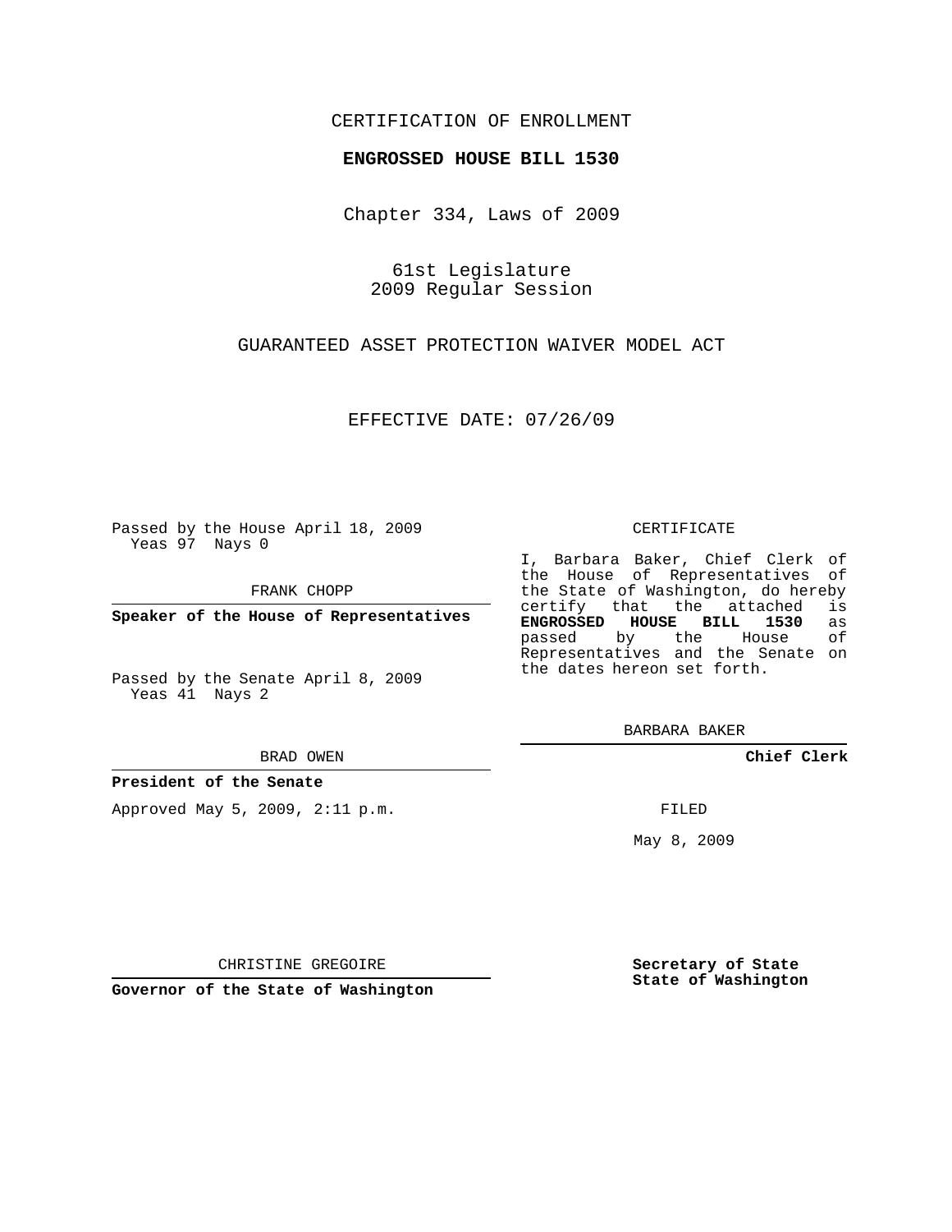CERTIFICATION OF ENROLLMENT

**ENGROSSED HOUSE BILL 1530**

Chapter 334, Laws of 2009

61st Legislature
2009 Regular Session

GUARANTEED ASSET PROTECTION WAIVER MODEL ACT

EFFECTIVE DATE: 07/26/09

Passed by the House April 18, 2009
Yeas 97 Nays 0

FRANK CHOPP

**Speaker of the House of Representatives**

Passed by the Senate April 8, 2009
Yeas 41 Nays 2

BRAD OWEN

**President of the Senate**

Approved May 5, 2009, 2:11 p.m.

CHRISTINE GREGOIRE

**Governor of the State of Washington**

CERTIFICATE

I, Barbara Baker, Chief Clerk of the House of Representatives of the State of Washington, do hereby certify that the attached is **ENGROSSED HOUSE BILL 1530** as passed by the House of Representatives and the Senate on the dates hereon set forth.

BARBARA BAKER

**Chief Clerk**

FILED

May 8, 2009

**Secretary of State**
**State of Washington**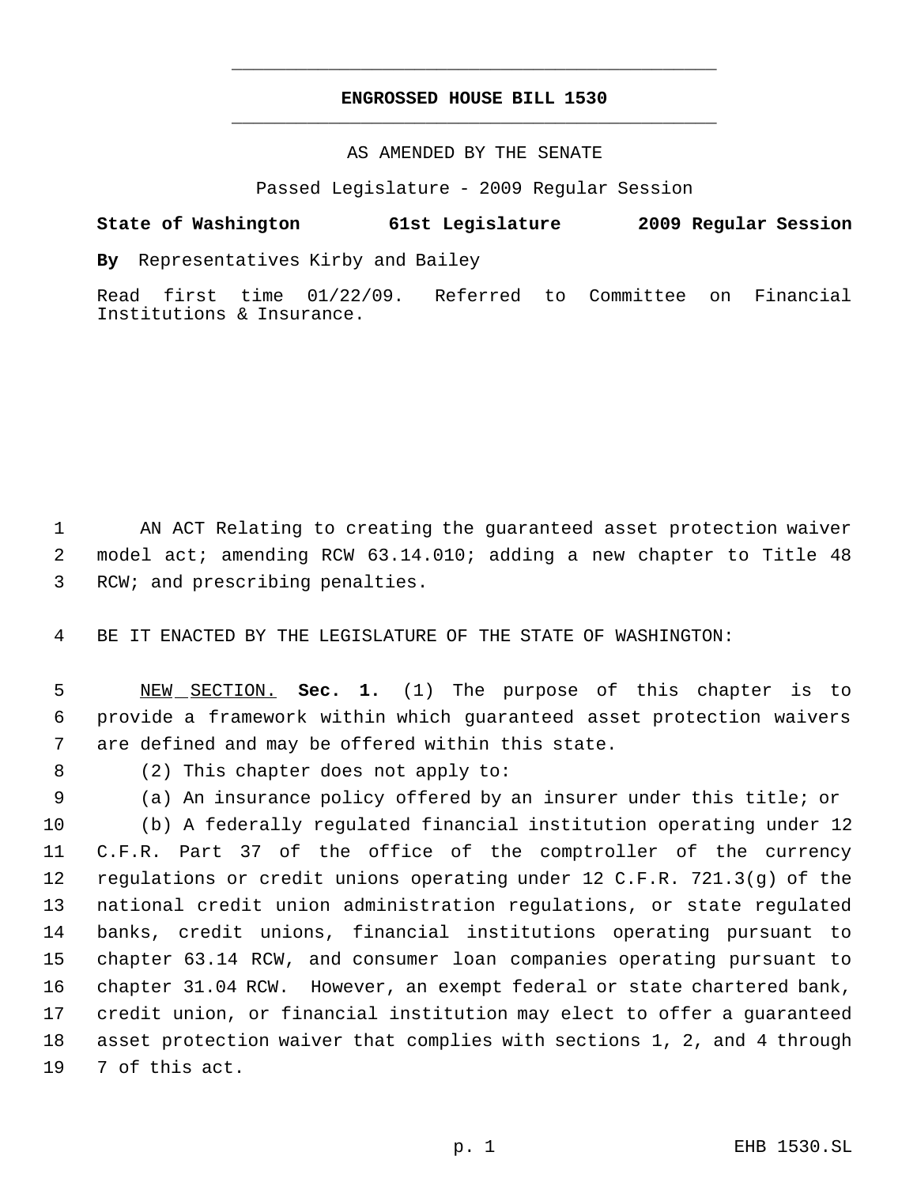# ENGROSSED HOUSE BILL 1530

AS AMENDED BY THE SENATE

Passed Legislature - 2009 Regular Session

**State of Washington 61st Legislature 2009 Regular Session**

**By** Representatives Kirby and Bailey

Read first time 01/22/09. Referred to Committee on Financial Institutions & Insurance.

AN ACT Relating to creating the guaranteed asset protection waiver model act; amending RCW 63.14.010; adding a new chapter to Title 48 RCW; and prescribing penalties.

BE IT ENACTED BY THE LEGISLATURE OF THE STATE OF WASHINGTON:

NEW SECTION. **Sec. 1.** (1) The purpose of this chapter is to provide a framework within which guaranteed asset protection waivers are defined and may be offered within this state.

(2) This chapter does not apply to:

(a) An insurance policy offered by an insurer under this title; or

(b) A federally regulated financial institution operating under 12 C.F.R. Part 37 of the office of the comptroller of the currency regulations or credit unions operating under 12 C.F.R. 721.3(g) of the national credit union administration regulations, or state regulated banks, credit unions, financial institutions operating pursuant to chapter 63.14 RCW, and consumer loan companies operating pursuant to chapter 31.04 RCW. However, an exempt federal or state chartered bank, credit union, or financial institution may elect to offer a guaranteed asset protection waiver that complies with sections 1, 2, and 4 through 7 of this act.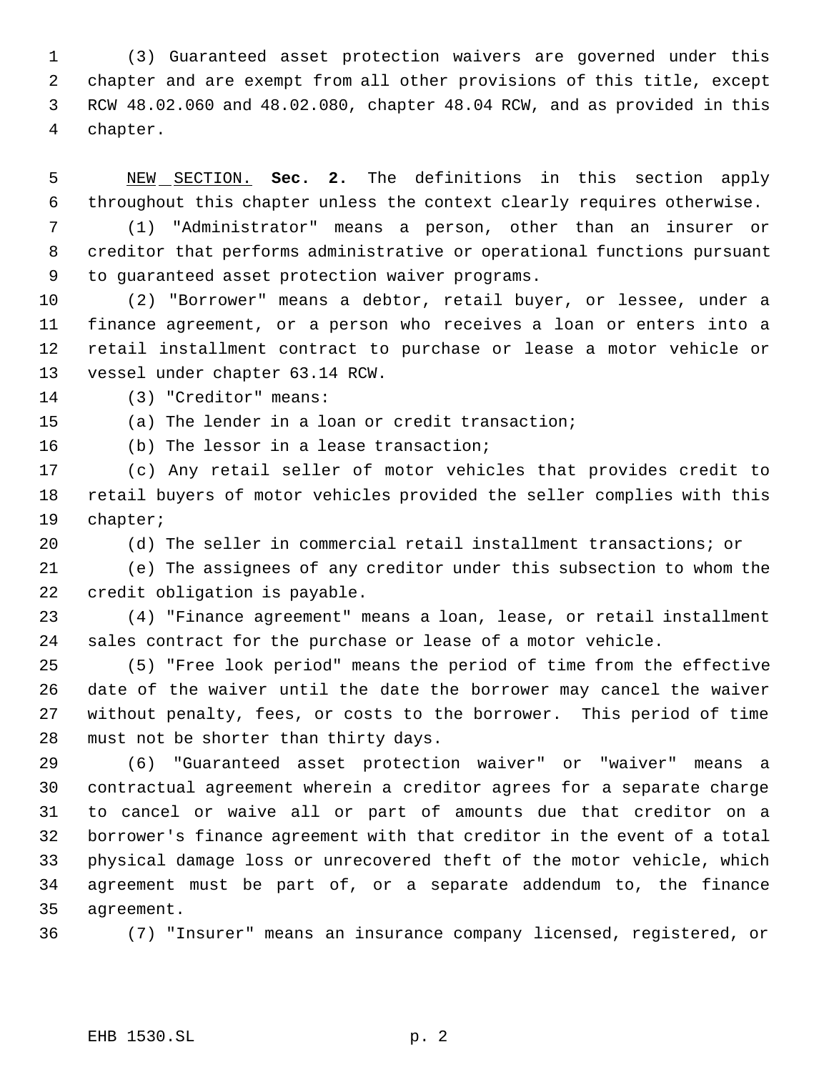(3) Guaranteed asset protection waivers are governed under this chapter and are exempt from all other provisions of this title, except RCW 48.02.060 and 48.02.080, chapter 48.04 RCW, and as provided in this chapter.

NEW SECTION. **Sec. 2.** The definitions in this section apply throughout this chapter unless the context clearly requires otherwise.

(1) "Administrator" means a person, other than an insurer or creditor that performs administrative or operational functions pursuant to guaranteed asset protection waiver programs.

(2) "Borrower" means a debtor, retail buyer, or lessee, under a finance agreement, or a person who receives a loan or enters into a retail installment contract to purchase or lease a motor vehicle or vessel under chapter 63.14 RCW.

(3) "Creditor" means:

(a) The lender in a loan or credit transaction;

(b) The lessor in a lease transaction;

(c) Any retail seller of motor vehicles that provides credit to retail buyers of motor vehicles provided the seller complies with this chapter;

(d) The seller in commercial retail installment transactions; or

(e) The assignees of any creditor under this subsection to whom the credit obligation is payable.

(4) "Finance agreement" means a loan, lease, or retail installment sales contract for the purchase or lease of a motor vehicle.

(5) "Free look period" means the period of time from the effective date of the waiver until the date the borrower may cancel the waiver without penalty, fees, or costs to the borrower. This period of time must not be shorter than thirty days.

(6) "Guaranteed asset protection waiver" or "waiver" means a contractual agreement wherein a creditor agrees for a separate charge to cancel or waive all or part of amounts due that creditor on a borrower's finance agreement with that creditor in the event of a total physical damage loss or unrecovered theft of the motor vehicle, which agreement must be part of, or a separate addendum to, the finance agreement.

(7) "Insurer" means an insurance company licensed, registered, or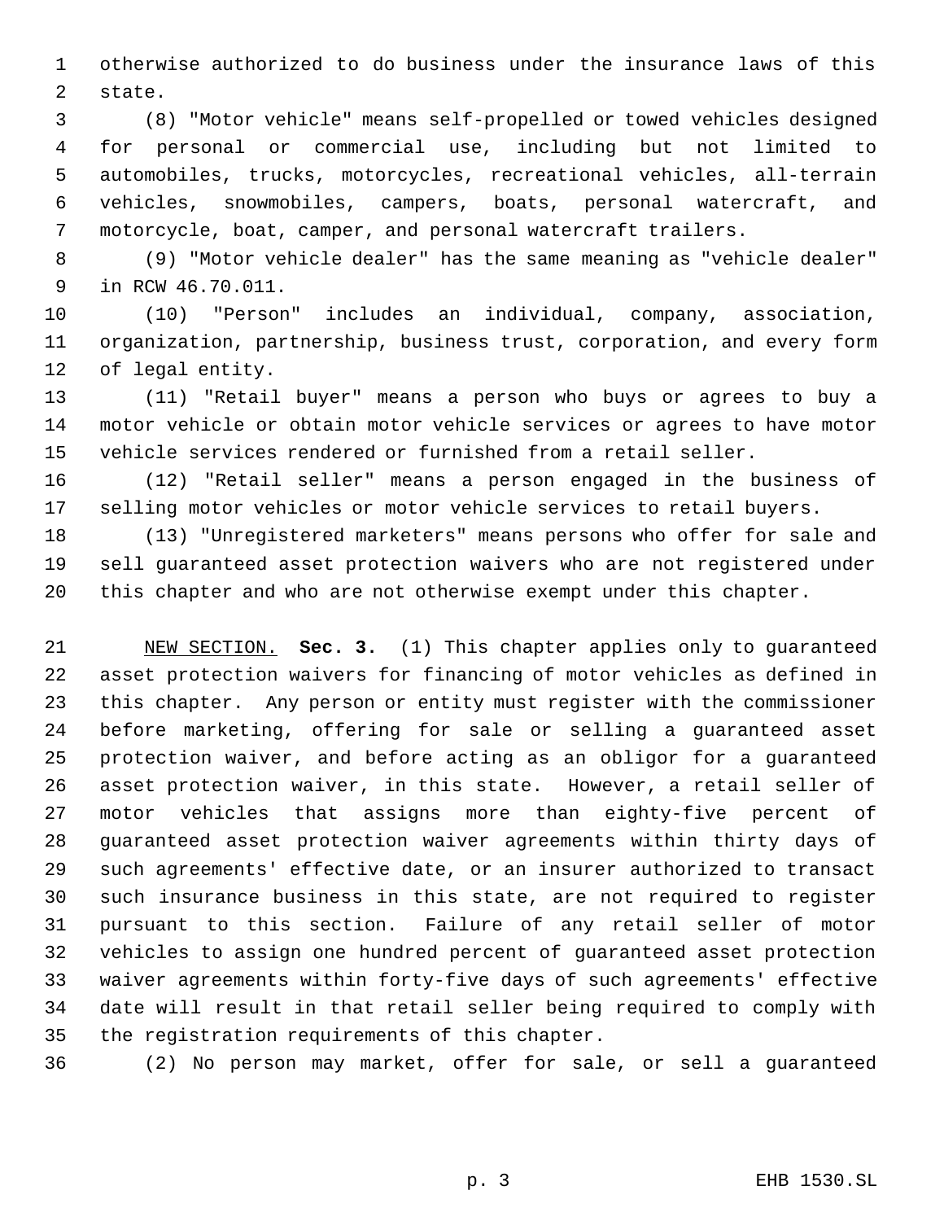otherwise authorized to do business under the insurance laws of this state.

(8) "Motor vehicle" means self-propelled or towed vehicles designed for personal or commercial use, including but not limited to automobiles, trucks, motorcycles, recreational vehicles, all-terrain vehicles, snowmobiles, campers, boats, personal watercraft, and motorcycle, boat, camper, and personal watercraft trailers.

(9) "Motor vehicle dealer" has the same meaning as "vehicle dealer" in RCW 46.70.011.

(10) "Person" includes an individual, company, association, organization, partnership, business trust, corporation, and every form of legal entity.

(11) "Retail buyer" means a person who buys or agrees to buy a motor vehicle or obtain motor vehicle services or agrees to have motor vehicle services rendered or furnished from a retail seller.

(12) "Retail seller" means a person engaged in the business of selling motor vehicles or motor vehicle services to retail buyers.

(13) "Unregistered marketers" means persons who offer for sale and sell guaranteed asset protection waivers who are not registered under this chapter and who are not otherwise exempt under this chapter.

NEW SECTION. **Sec. 3.** (1) This chapter applies only to guaranteed asset protection waivers for financing of motor vehicles as defined in this chapter. Any person or entity must register with the commissioner before marketing, offering for sale or selling a guaranteed asset protection waiver, and before acting as an obligor for a guaranteed asset protection waiver, in this state. However, a retail seller of motor vehicles that assigns more than eighty-five percent of guaranteed asset protection waiver agreements within thirty days of such agreements' effective date, or an insurer authorized to transact such insurance business in this state, are not required to register pursuant to this section. Failure of any retail seller of motor vehicles to assign one hundred percent of guaranteed asset protection waiver agreements within forty-five days of such agreements' effective date will result in that retail seller being required to comply with the registration requirements of this chapter.

(2) No person may market, offer for sale, or sell a guaranteed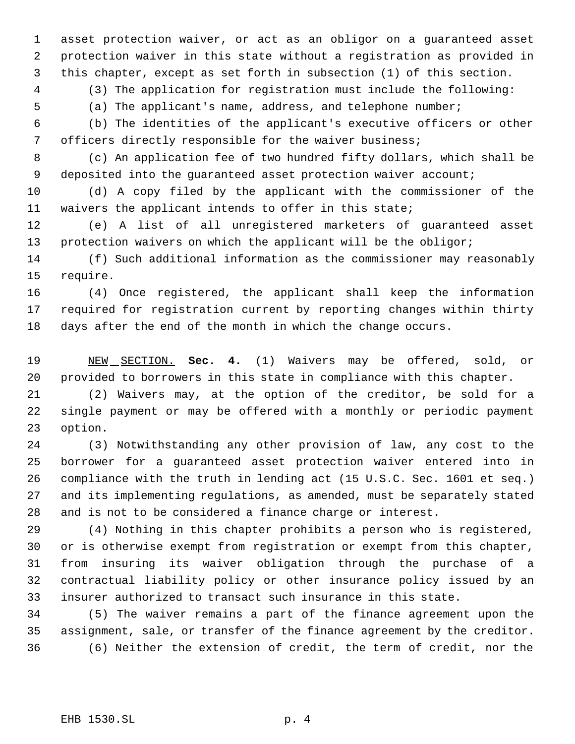asset protection waiver, or act as an obligor on a guaranteed asset protection waiver in this state without a registration as provided in this chapter, except as set forth in subsection (1) of this section.

(3) The application for registration must include the following:

(a) The applicant's name, address, and telephone number;

(b) The identities of the applicant's executive officers or other officers directly responsible for the waiver business;

(c) An application fee of two hundred fifty dollars, which shall be deposited into the guaranteed asset protection waiver account;

(d) A copy filed by the applicant with the commissioner of the waivers the applicant intends to offer in this state;

(e) A list of all unregistered marketers of guaranteed asset protection waivers on which the applicant will be the obligor;

(f) Such additional information as the commissioner may reasonably require.

(4) Once registered, the applicant shall keep the information required for registration current by reporting changes within thirty days after the end of the month in which the change occurs.

NEW SECTION. **Sec. 4.** (1) Waivers may be offered, sold, or provided to borrowers in this state in compliance with this chapter.

(2) Waivers may, at the option of the creditor, be sold for a single payment or may be offered with a monthly or periodic payment option.

(3) Notwithstanding any other provision of law, any cost to the borrower for a guaranteed asset protection waiver entered into in compliance with the truth in lending act (15 U.S.C. Sec. 1601 et seq.) and its implementing regulations, as amended, must be separately stated and is not to be considered a finance charge or interest.

(4) Nothing in this chapter prohibits a person who is registered, or is otherwise exempt from registration or exempt from this chapter, from insuring its waiver obligation through the purchase of a contractual liability policy or other insurance policy issued by an insurer authorized to transact such insurance in this state.

(5) The waiver remains a part of the finance agreement upon the assignment, sale, or transfer of the finance agreement by the creditor.

(6) Neither the extension of credit, the term of credit, nor the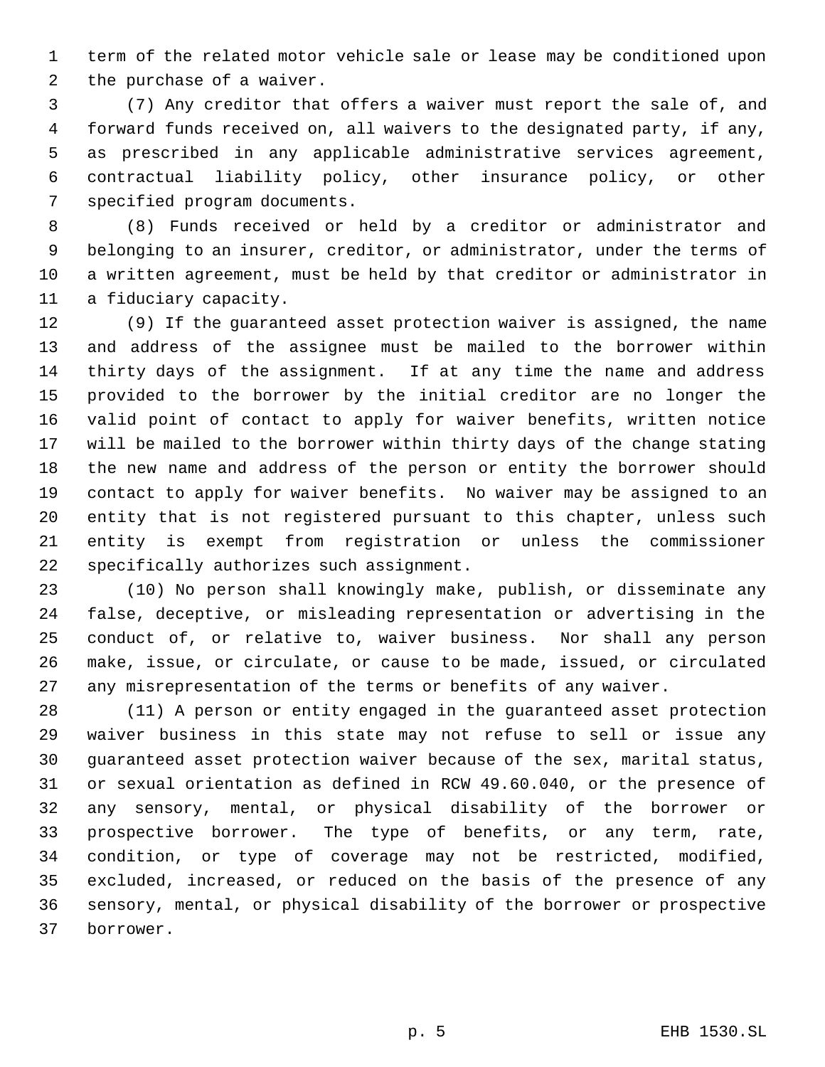term of the related motor vehicle sale or lease may be conditioned upon the purchase of a waiver.

(7) Any creditor that offers a waiver must report the sale of, and forward funds received on, all waivers to the designated party, if any, as prescribed in any applicable administrative services agreement, contractual liability policy, other insurance policy, or other specified program documents.

(8) Funds received or held by a creditor or administrator and belonging to an insurer, creditor, or administrator, under the terms of a written agreement, must be held by that creditor or administrator in a fiduciary capacity.

(9) If the guaranteed asset protection waiver is assigned, the name and address of the assignee must be mailed to the borrower within thirty days of the assignment. If at any time the name and address provided to the borrower by the initial creditor are no longer the valid point of contact to apply for waiver benefits, written notice will be mailed to the borrower within thirty days of the change stating the new name and address of the person or entity the borrower should contact to apply for waiver benefits. No waiver may be assigned to an entity that is not registered pursuant to this chapter, unless such entity is exempt from registration or unless the commissioner specifically authorizes such assignment.

(10) No person shall knowingly make, publish, or disseminate any false, deceptive, or misleading representation or advertising in the conduct of, or relative to, waiver business. Nor shall any person make, issue, or circulate, or cause to be made, issued, or circulated any misrepresentation of the terms or benefits of any waiver.

(11) A person or entity engaged in the guaranteed asset protection waiver business in this state may not refuse to sell or issue any guaranteed asset protection waiver because of the sex, marital status, or sexual orientation as defined in RCW 49.60.040, or the presence of any sensory, mental, or physical disability of the borrower or prospective borrower. The type of benefits, or any term, rate, condition, or type of coverage may not be restricted, modified, excluded, increased, or reduced on the basis of the presence of any sensory, mental, or physical disability of the borrower or prospective borrower.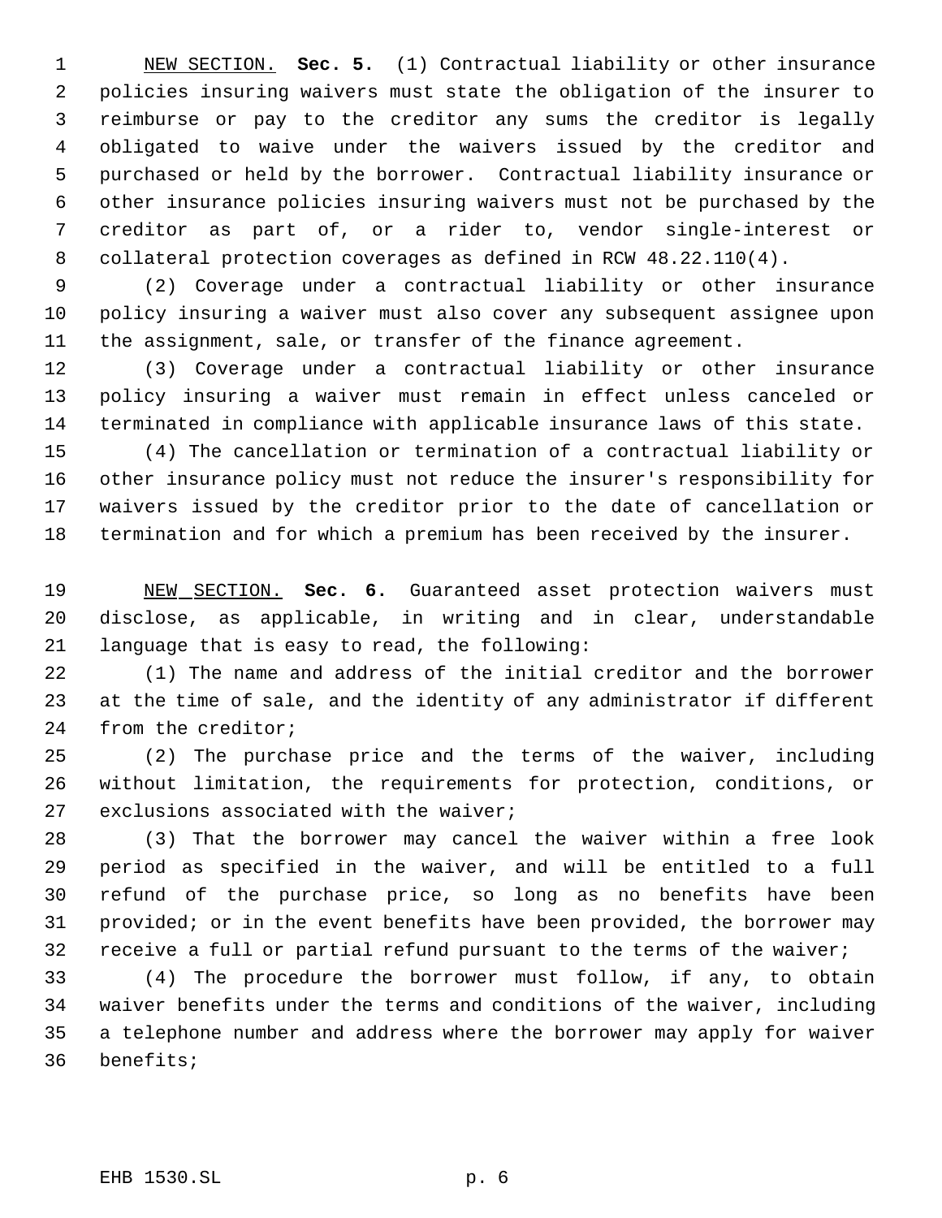NEW SECTION. **Sec. 5.** (1) Contractual liability or other insurance policies insuring waivers must state the obligation of the insurer to reimburse or pay to the creditor any sums the creditor is legally obligated to waive under the waivers issued by the creditor and purchased or held by the borrower. Contractual liability insurance or other insurance policies insuring waivers must not be purchased by the creditor as part of, or a rider to, vendor single-interest or collateral protection coverages as defined in RCW 48.22.110(4).

(2) Coverage under a contractual liability or other insurance policy insuring a waiver must also cover any subsequent assignee upon the assignment, sale, or transfer of the finance agreement.

(3) Coverage under a contractual liability or other insurance policy insuring a waiver must remain in effect unless canceled or terminated in compliance with applicable insurance laws of this state.

(4) The cancellation or termination of a contractual liability or other insurance policy must not reduce the insurer's responsibility for waivers issued by the creditor prior to the date of cancellation or termination and for which a premium has been received by the insurer.

NEW SECTION. **Sec. 6.** Guaranteed asset protection waivers must disclose, as applicable, in writing and in clear, understandable language that is easy to read, the following:

(1) The name and address of the initial creditor and the borrower at the time of sale, and the identity of any administrator if different from the creditor;

(2) The purchase price and the terms of the waiver, including without limitation, the requirements for protection, conditions, or exclusions associated with the waiver;

(3) That the borrower may cancel the waiver within a free look period as specified in the waiver, and will be entitled to a full refund of the purchase price, so long as no benefits have been provided; or in the event benefits have been provided, the borrower may receive a full or partial refund pursuant to the terms of the waiver;

(4) The procedure the borrower must follow, if any, to obtain waiver benefits under the terms and conditions of the waiver, including a telephone number and address where the borrower may apply for waiver benefits;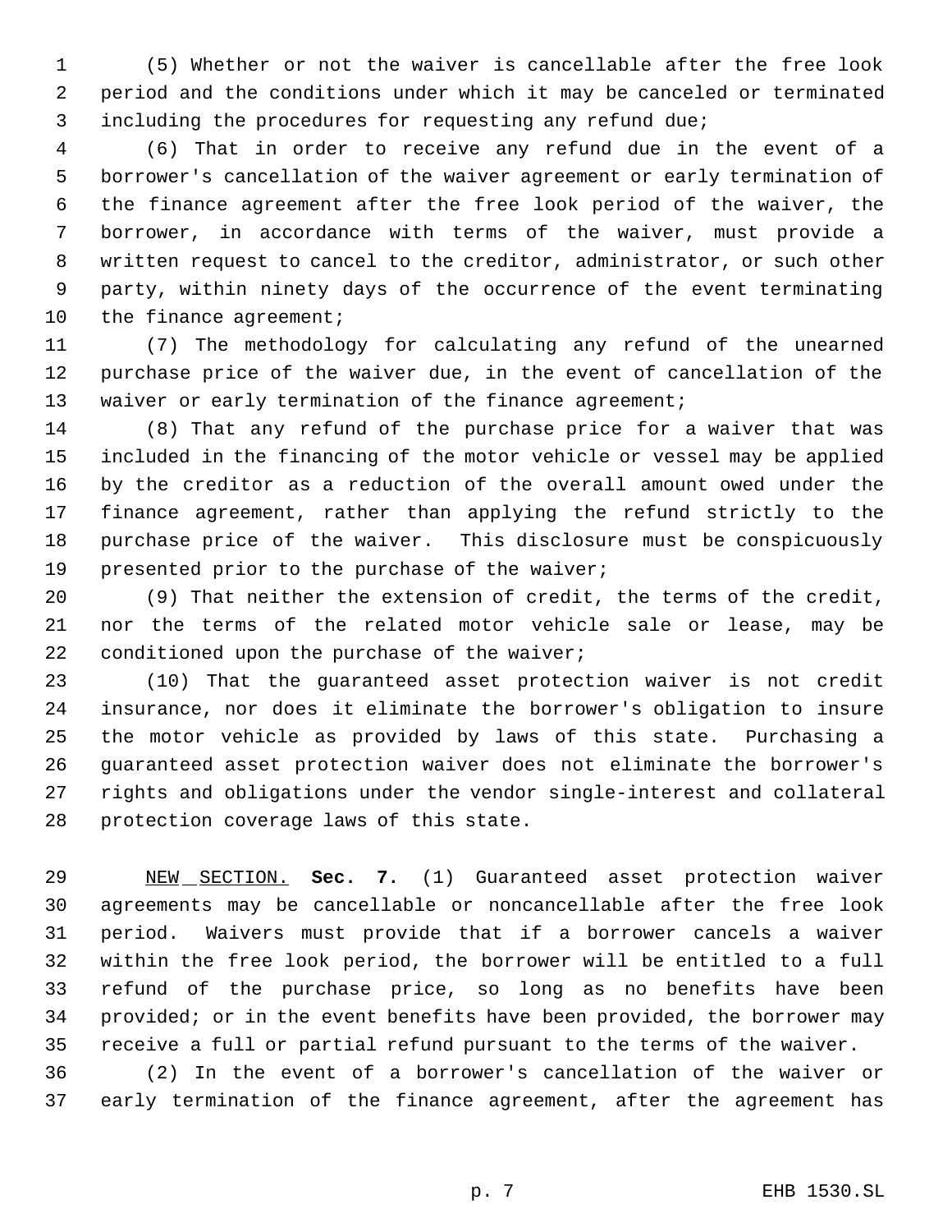(5) Whether or not the waiver is cancellable after the free look period and the conditions under which it may be canceled or terminated including the procedures for requesting any refund due;

(6) That in order to receive any refund due in the event of a borrower's cancellation of the waiver agreement or early termination of the finance agreement after the free look period of the waiver, the borrower, in accordance with terms of the waiver, must provide a written request to cancel to the creditor, administrator, or such other party, within ninety days of the occurrence of the event terminating the finance agreement;

(7) The methodology for calculating any refund of the unearned purchase price of the waiver due, in the event of cancellation of the waiver or early termination of the finance agreement;

(8) That any refund of the purchase price for a waiver that was included in the financing of the motor vehicle or vessel may be applied by the creditor as a reduction of the overall amount owed under the finance agreement, rather than applying the refund strictly to the purchase price of the waiver. This disclosure must be conspicuously presented prior to the purchase of the waiver;

(9) That neither the extension of credit, the terms of the credit, nor the terms of the related motor vehicle sale or lease, may be conditioned upon the purchase of the waiver;

(10) That the guaranteed asset protection waiver is not credit insurance, nor does it eliminate the borrower's obligation to insure the motor vehicle as provided by laws of this state. Purchasing a guaranteed asset protection waiver does not eliminate the borrower's rights and obligations under the vendor single-interest and collateral protection coverage laws of this state.

NEW SECTION. **Sec. 7.** (1) Guaranteed asset protection waiver agreements may be cancellable or noncancellable after the free look period. Waivers must provide that if a borrower cancels a waiver within the free look period, the borrower will be entitled to a full refund of the purchase price, so long as no benefits have been provided; or in the event benefits have been provided, the borrower may receive a full or partial refund pursuant to the terms of the waiver.

(2) In the event of a borrower's cancellation of the waiver or early termination of the finance agreement, after the agreement has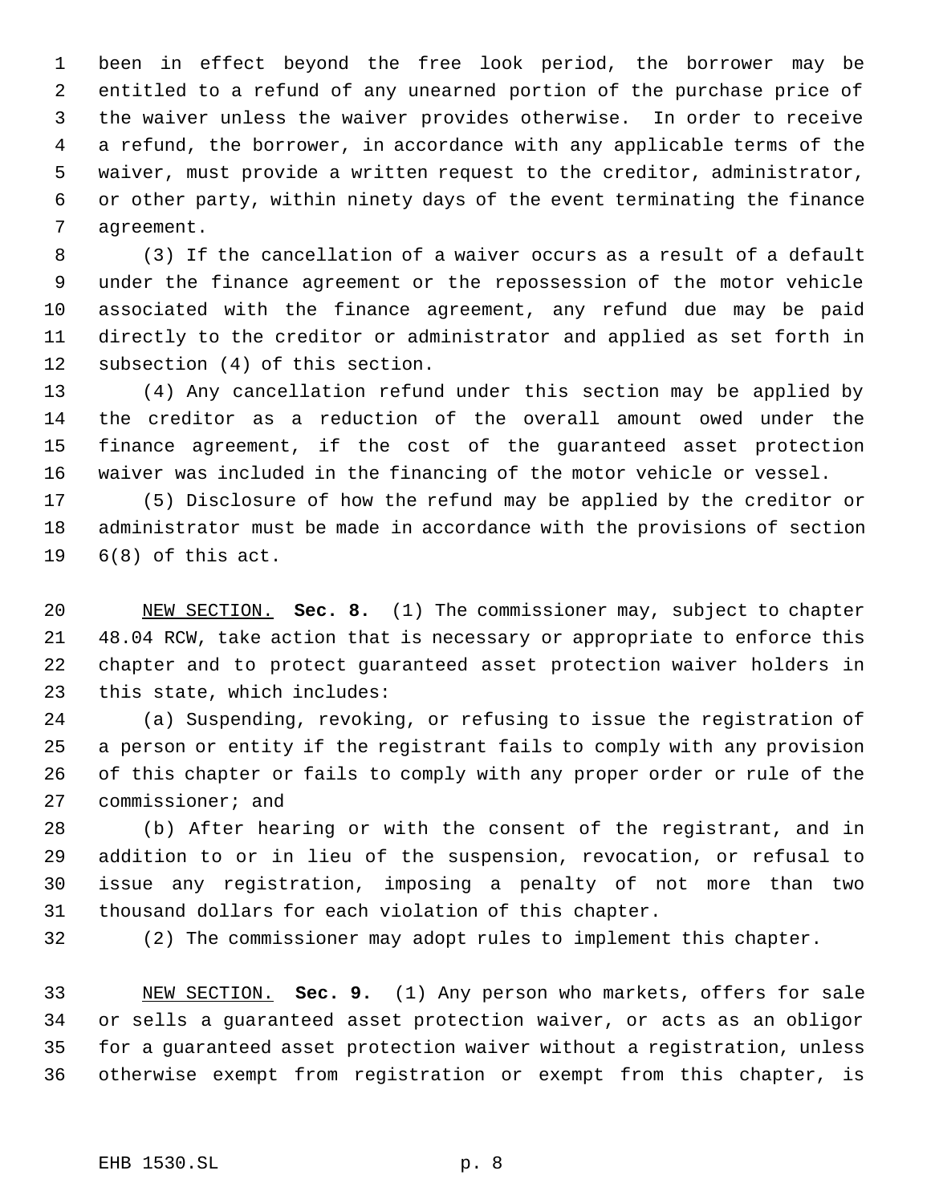been in effect beyond the free look period, the borrower may be entitled to a refund of any unearned portion of the purchase price of the waiver unless the waiver provides otherwise. In order to receive a refund, the borrower, in accordance with any applicable terms of the waiver, must provide a written request to the creditor, administrator, or other party, within ninety days of the event terminating the finance agreement.

(3) If the cancellation of a waiver occurs as a result of a default under the finance agreement or the repossession of the motor vehicle associated with the finance agreement, any refund due may be paid directly to the creditor or administrator and applied as set forth in subsection (4) of this section.

(4) Any cancellation refund under this section may be applied by the creditor as a reduction of the overall amount owed under the finance agreement, if the cost of the guaranteed asset protection waiver was included in the financing of the motor vehicle or vessel.

(5) Disclosure of how the refund may be applied by the creditor or administrator must be made in accordance with the provisions of section 6(8) of this act.

NEW SECTION. **Sec. 8.** (1) The commissioner may, subject to chapter 48.04 RCW, take action that is necessary or appropriate to enforce this chapter and to protect guaranteed asset protection waiver holders in this state, which includes:

(a) Suspending, revoking, or refusing to issue the registration of a person or entity if the registrant fails to comply with any provision of this chapter or fails to comply with any proper order or rule of the commissioner; and

(b) After hearing or with the consent of the registrant, and in addition to or in lieu of the suspension, revocation, or refusal to issue any registration, imposing a penalty of not more than two thousand dollars for each violation of this chapter.

(2) The commissioner may adopt rules to implement this chapter.

NEW SECTION. **Sec. 9.** (1) Any person who markets, offers for sale or sells a guaranteed asset protection waiver, or acts as an obligor for a guaranteed asset protection waiver without a registration, unless otherwise exempt from registration or exempt from this chapter, is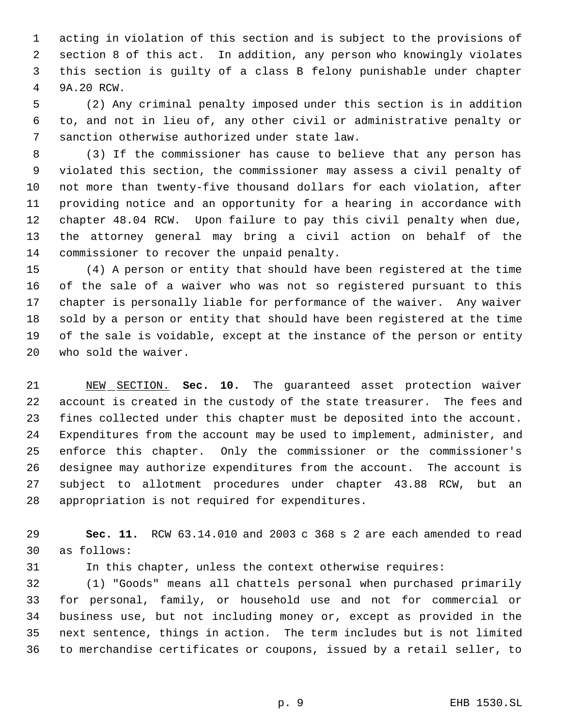acting in violation of this section and is subject to the provisions of section 8 of this act. In addition, any person who knowingly violates this section is guilty of a class B felony punishable under chapter 9A.20 RCW.

(2) Any criminal penalty imposed under this section is in addition to, and not in lieu of, any other civil or administrative penalty or sanction otherwise authorized under state law.

(3) If the commissioner has cause to believe that any person has violated this section, the commissioner may assess a civil penalty of not more than twenty-five thousand dollars for each violation, after providing notice and an opportunity for a hearing in accordance with chapter 48.04 RCW. Upon failure to pay this civil penalty when due, the attorney general may bring a civil action on behalf of the commissioner to recover the unpaid penalty.

(4) A person or entity that should have been registered at the time of the sale of a waiver who was not so registered pursuant to this chapter is personally liable for performance of the waiver. Any waiver sold by a person or entity that should have been registered at the time of the sale is voidable, except at the instance of the person or entity who sold the waiver.

NEW SECTION. **Sec. 10.** The guaranteed asset protection waiver account is created in the custody of the state treasurer. The fees and fines collected under this chapter must be deposited into the account. Expenditures from the account may be used to implement, administer, and enforce this chapter. Only the commissioner or the commissioner's designee may authorize expenditures from the account. The account is subject to allotment procedures under chapter 43.88 RCW, but an appropriation is not required for expenditures.

**Sec. 11.** RCW 63.14.010 and 2003 c 368 s 2 are each amended to read as follows:

In this chapter, unless the context otherwise requires:

(1) "Goods" means all chattels personal when purchased primarily for personal, family, or household use and not for commercial or business use, but not including money or, except as provided in the next sentence, things in action. The term includes but is not limited to merchandise certificates or coupons, issued by a retail seller, to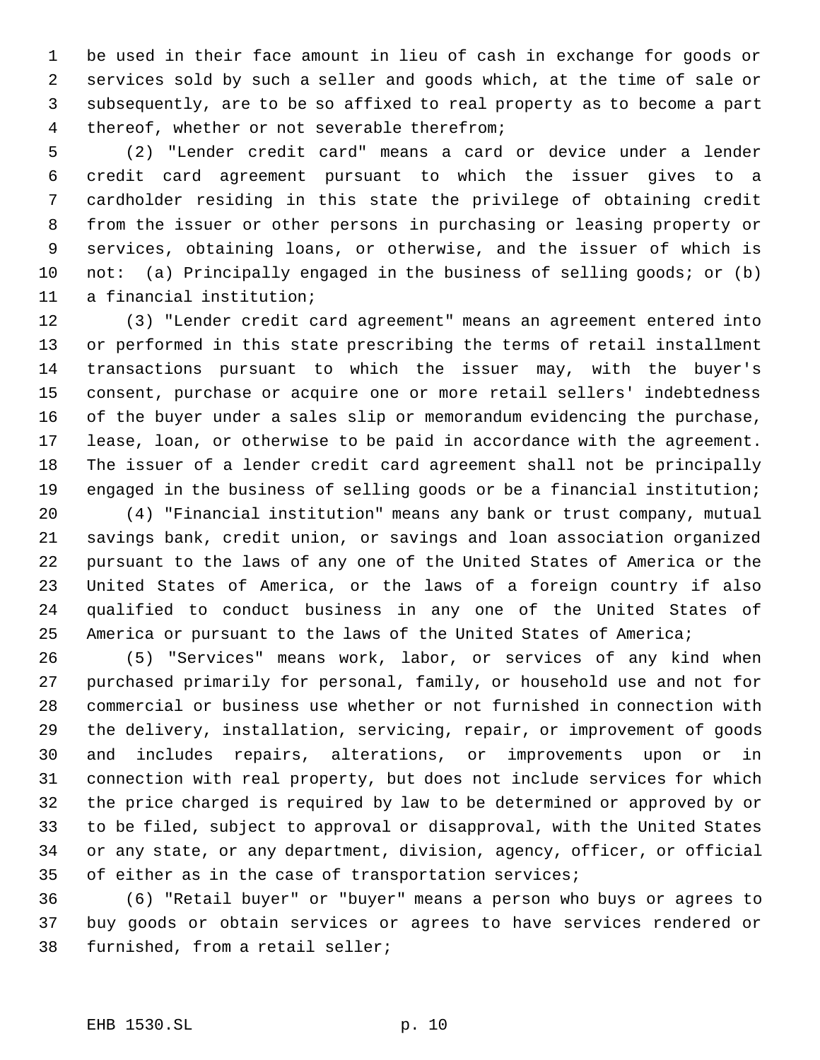be used in their face amount in lieu of cash in exchange for goods or services sold by such a seller and goods which, at the time of sale or subsequently, are to be so affixed to real property as to become a part thereof, whether or not severable therefrom;

(2) "Lender credit card" means a card or device under a lender credit card agreement pursuant to which the issuer gives to a cardholder residing in this state the privilege of obtaining credit from the issuer or other persons in purchasing or leasing property or services, obtaining loans, or otherwise, and the issuer of which is not: (a) Principally engaged in the business of selling goods; or (b) a financial institution;

(3) "Lender credit card agreement" means an agreement entered into or performed in this state prescribing the terms of retail installment transactions pursuant to which the issuer may, with the buyer's consent, purchase or acquire one or more retail sellers' indebtedness of the buyer under a sales slip or memorandum evidencing the purchase, lease, loan, or otherwise to be paid in accordance with the agreement. The issuer of a lender credit card agreement shall not be principally engaged in the business of selling goods or be a financial institution;

(4) "Financial institution" means any bank or trust company, mutual savings bank, credit union, or savings and loan association organized pursuant to the laws of any one of the United States of America or the United States of America, or the laws of a foreign country if also qualified to conduct business in any one of the United States of America or pursuant to the laws of the United States of America;

(5) "Services" means work, labor, or services of any kind when purchased primarily for personal, family, or household use and not for commercial or business use whether or not furnished in connection with the delivery, installation, servicing, repair, or improvement of goods and includes repairs, alterations, or improvements upon or in connection with real property, but does not include services for which the price charged is required by law to be determined or approved by or to be filed, subject to approval or disapproval, with the United States or any state, or any department, division, agency, officer, or official of either as in the case of transportation services;

(6) "Retail buyer" or "buyer" means a person who buys or agrees to buy goods or obtain services or agrees to have services rendered or furnished, from a retail seller;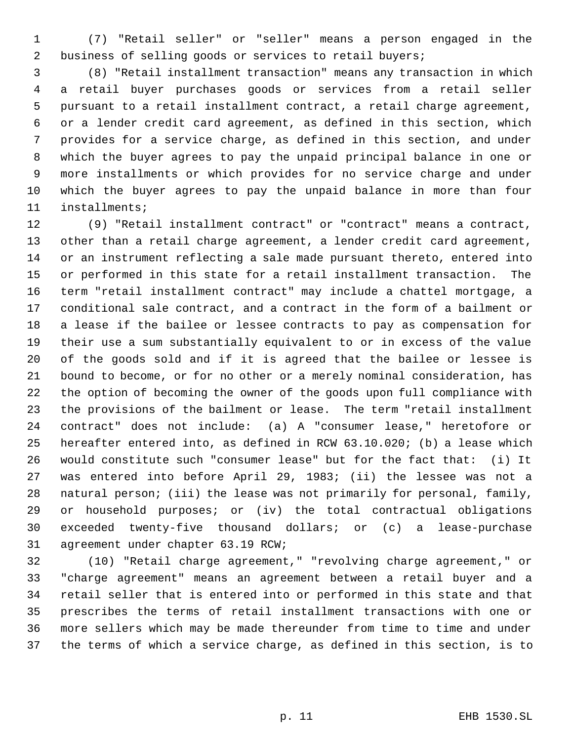(7) "Retail seller" or "seller" means a person engaged in the business of selling goods or services to retail buyers;

(8) "Retail installment transaction" means any transaction in which a retail buyer purchases goods or services from a retail seller pursuant to a retail installment contract, a retail charge agreement, or a lender credit card agreement, as defined in this section, which provides for a service charge, as defined in this section, and under which the buyer agrees to pay the unpaid principal balance in one or more installments or which provides for no service charge and under which the buyer agrees to pay the unpaid balance in more than four installments;

(9) "Retail installment contract" or "contract" means a contract, other than a retail charge agreement, a lender credit card agreement, or an instrument reflecting a sale made pursuant thereto, entered into or performed in this state for a retail installment transaction. The term "retail installment contract" may include a chattel mortgage, a conditional sale contract, and a contract in the form of a bailment or a lease if the bailee or lessee contracts to pay as compensation for their use a sum substantially equivalent to or in excess of the value of the goods sold and if it is agreed that the bailee or lessee is bound to become, or for no other or a merely nominal consideration, has the option of becoming the owner of the goods upon full compliance with the provisions of the bailment or lease. The term "retail installment contract" does not include: (a) A "consumer lease," heretofore or hereafter entered into, as defined in RCW 63.10.020; (b) a lease which would constitute such "consumer lease" but for the fact that: (i) It was entered into before April 29, 1983; (ii) the lessee was not a natural person; (iii) the lease was not primarily for personal, family, or household purposes; or (iv) the total contractual obligations exceeded twenty-five thousand dollars; or (c) a lease-purchase agreement under chapter 63.19 RCW;

(10) "Retail charge agreement," "revolving charge agreement," or "charge agreement" means an agreement between a retail buyer and a retail seller that is entered into or performed in this state and that prescribes the terms of retail installment transactions with one or more sellers which may be made thereunder from time to time and under the terms of which a service charge, as defined in this section, is to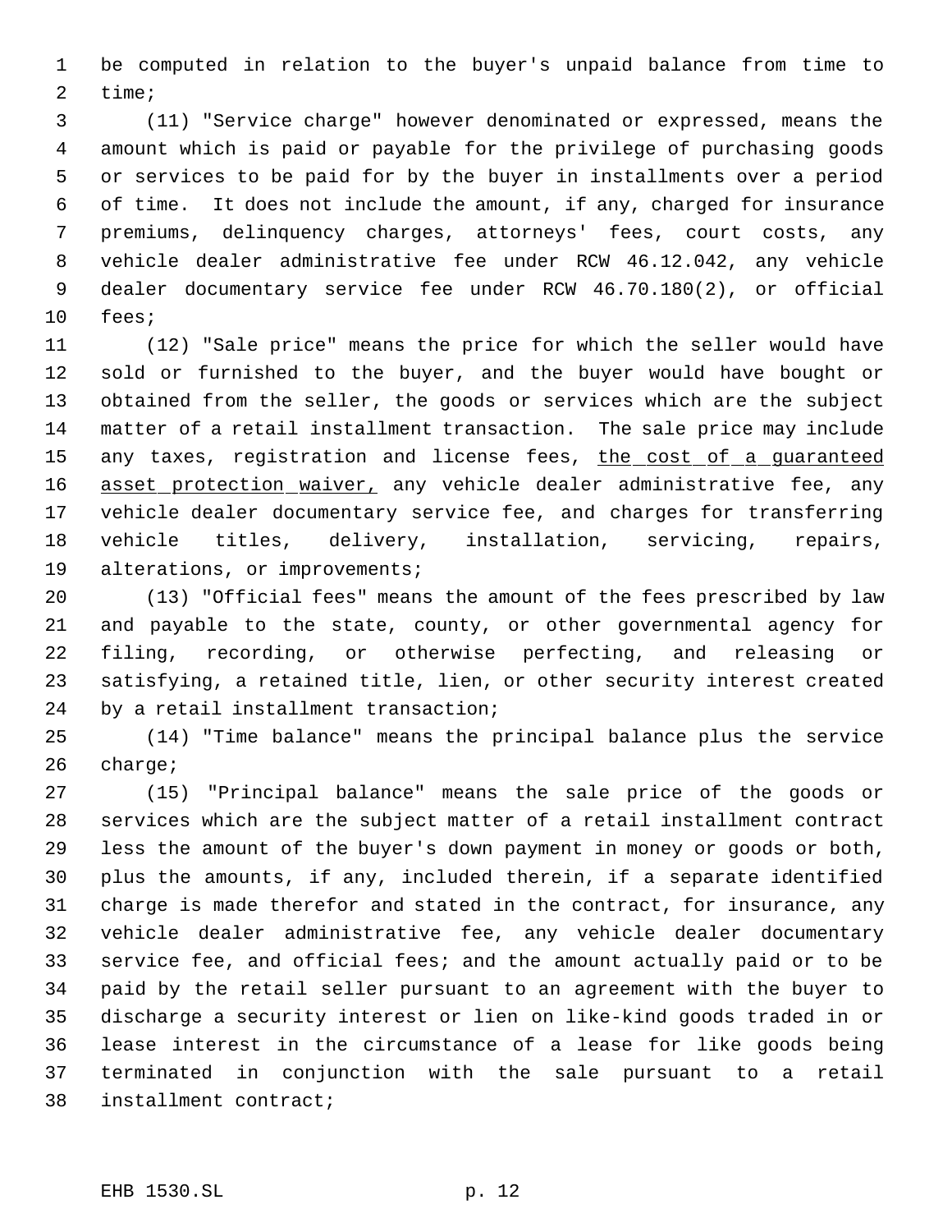be computed in relation to the buyer's unpaid balance from time to time;

(11) "Service charge" however denominated or expressed, means the amount which is paid or payable for the privilege of purchasing goods or services to be paid for by the buyer in installments over a period of time. It does not include the amount, if any, charged for insurance premiums, delinquency charges, attorneys' fees, court costs, any vehicle dealer administrative fee under RCW 46.12.042, any vehicle dealer documentary service fee under RCW 46.70.180(2), or official fees;

(12) "Sale price" means the price for which the seller would have sold or furnished to the buyer, and the buyer would have bought or obtained from the seller, the goods or services which are the subject matter of a retail installment transaction. The sale price may include any taxes, registration and license fees, <u>the cost of a guaranteed asset protection waiver,</u> any vehicle dealer administrative fee, any vehicle dealer documentary service fee, and charges for transferring vehicle titles, delivery, installation, servicing, repairs, alterations, or improvements;

(13) "Official fees" means the amount of the fees prescribed by law and payable to the state, county, or other governmental agency for filing, recording, or otherwise perfecting, and releasing or satisfying, a retained title, lien, or other security interest created by a retail installment transaction;

(14) "Time balance" means the principal balance plus the service charge;

(15) "Principal balance" means the sale price of the goods or services which are the subject matter of a retail installment contract less the amount of the buyer's down payment in money or goods or both, plus the amounts, if any, included therein, if a separate identified charge is made therefor and stated in the contract, for insurance, any vehicle dealer administrative fee, any vehicle dealer documentary service fee, and official fees; and the amount actually paid or to be paid by the retail seller pursuant to an agreement with the buyer to discharge a security interest or lien on like-kind goods traded in or lease interest in the circumstance of a lease for like goods being terminated in conjunction with the sale pursuant to a retail installment contract;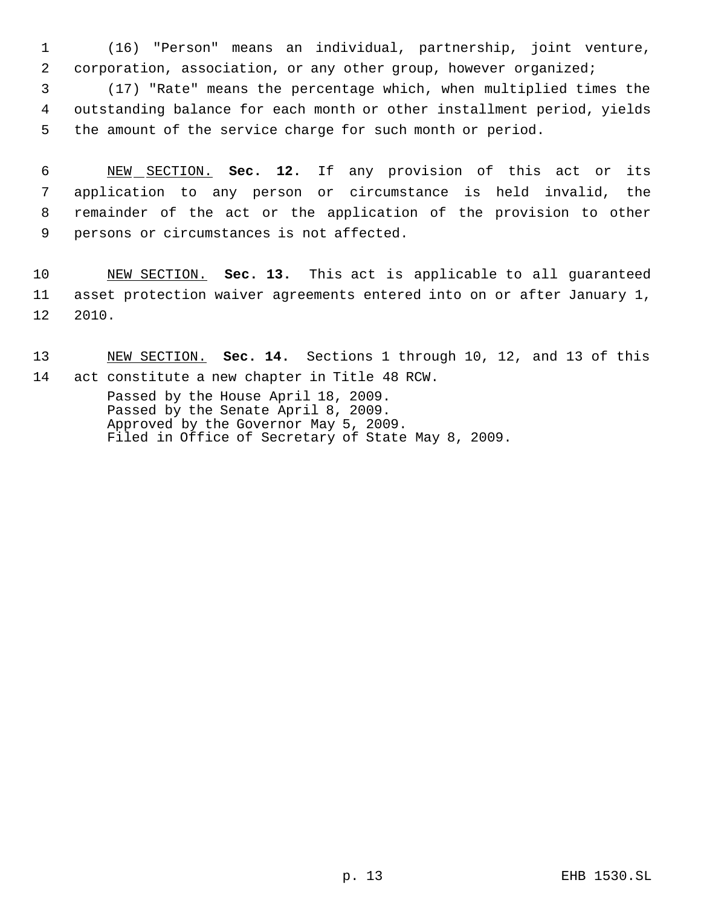(16) "Person" means an individual, partnership, joint venture, corporation, association, or any other group, however organized;

(17) "Rate" means the percentage which, when multiplied times the outstanding balance for each month or other installment period, yields the amount of the service charge for such month or period.

NEW SECTION. **Sec. 12.** If any provision of this act or its application to any person or circumstance is held invalid, the remainder of the act or the application of the provision to other persons or circumstances is not affected.

NEW SECTION. **Sec. 13.** This act is applicable to all guaranteed asset protection waiver agreements entered into on or after January 1, 2010.

NEW SECTION. **Sec. 14.** Sections 1 through 10, 12, and 13 of this act constitute a new chapter in Title 48 RCW.

Passed by the House April 18, 2009.
Passed by the Senate April 8, 2009.
Approved by the Governor May 5, 2009.
Filed in Office of Secretary of State May 8, 2009.